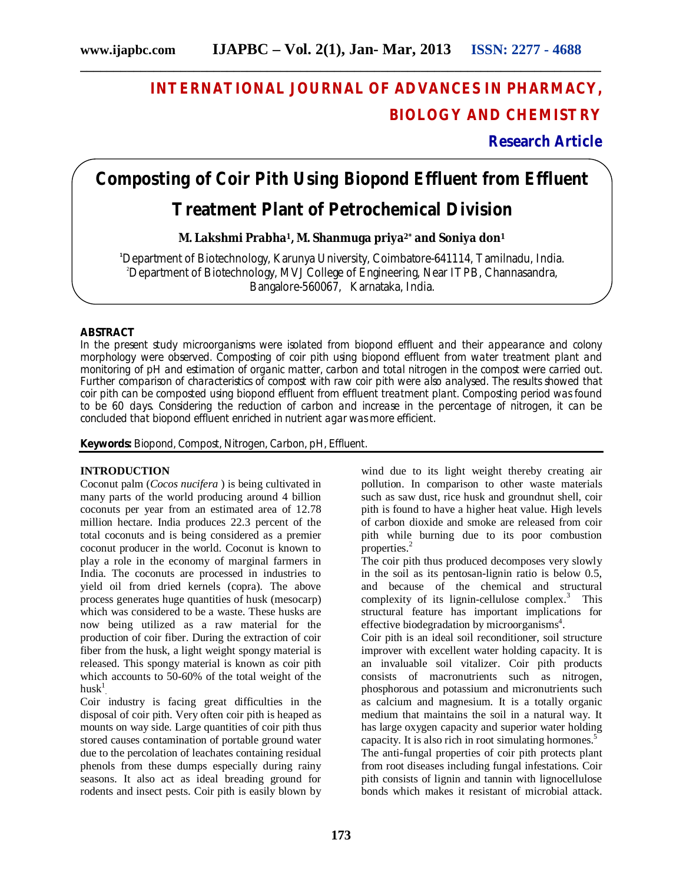# INTERNATIONAL JOURNAL OF ADVANCES IN PHARMACY, BIOLOGY AND CHEMISTRY

**Research Article**

# Composting of Coir Pith Using Biopond Effluent from Effluent Treatment Plant of Petrochemical Division

**M. Lakshmi Prabha[1], M. Shanmuga priya[2*] and Soniya don[1]**

[1]Department of Biotechnology, Karunya University, Coimbatore-641114, Tamilnadu, India.
[2]Department of Biotechnology, MVJ College of Engineering, Near ITPB, Channasandra, Bangalore-560067, Karnataka, India.

## ABSTRACT

In the present study microorganisms were isolated from biopond effluent and their appearance and colony morphology were observed. Composting of coir pith using biopond effluent from water treatment plant and monitoring of pH and estimation of organic matter, carbon and total nitrogen in the compost were carried out. Further comparison of characteristics of compost with raw coir pith were also analysed. The results showed that coir pith can be composted using biopond effluent from effluent treatment plant. Composting period was found to be 60 days. Considering the reduction of carbon and increase in the percentage of nitrogen, it can be concluded that biopond effluent enriched in nutrient agar was more efficient.

**Keywords:** Biopond, Compost, Nitrogen, Carbon, pH, Effluent.

## INTRODUCTION

Coconut palm (*Cocos nucifera* ) is being cultivated in many parts of the world producing around 4 billion coconuts per year from an estimated area of 12.78 million hectare. India produces 22.3 percent of the total coconuts and is being considered as a premier coconut producer in the world. Coconut is known to play a role in the economy of marginal farmers in India. The coconuts are processed in industries to yield oil from dried kernels (copra). The above process generates huge quantities of husk (mesocarp) which was considered to be a waste. These husks are now being utilized as a raw material for the production of coir fiber. During the extraction of coir fiber from the husk, a light weight spongy material is released. This spongy material is known as coir pith which accounts to 50-60% of the total weight of the husk[1].

Coir industry is facing great difficulties in the disposal of coir pith. Very often coir pith is heaped as mounts on way side. Large quantities of coir pith thus stored causes contamination of portable ground water due to the percolation of leachates containing residual phenols from these dumps especially during rainy seasons. It also act as ideal breading ground for rodents and insect pests. Coir pith is easily blown by wind due to its light weight thereby creating air pollution. In comparison to other waste materials such as saw dust, rice husk and groundnut shell, coir pith is found to have a higher heat value. High levels of carbon dioxide and smoke are released from coir pith while burning due to its poor combustion properties.[2]

The coir pith thus produced decomposes very slowly in the soil as its pentosan-lignin ratio is below 0.5, and because of the chemical and structural complexity of its lignin-cellulose complex.[3] This structural feature has important implications for effective biodegradation by microorganisms[4].

Coir pith is an ideal soil reconditioner, soil structure improver with excellent water holding capacity. It is an invaluable soil vitalizer. Coir pith products consists of macronutrients such as nitrogen, phosphorous and potassium and micronutrients such as calcium and magnesium. It is a totally organic medium that maintains the soil in a natural way. It has large oxygen capacity and superior water holding capacity. It is also rich in root simulating hormones.[5]

The anti-fungal properties of coir pith protects plant from root diseases including fungal infestations. Coir pith consists of lignin and tannin with lignocellulose bonds which makes it resistant of microbial attack.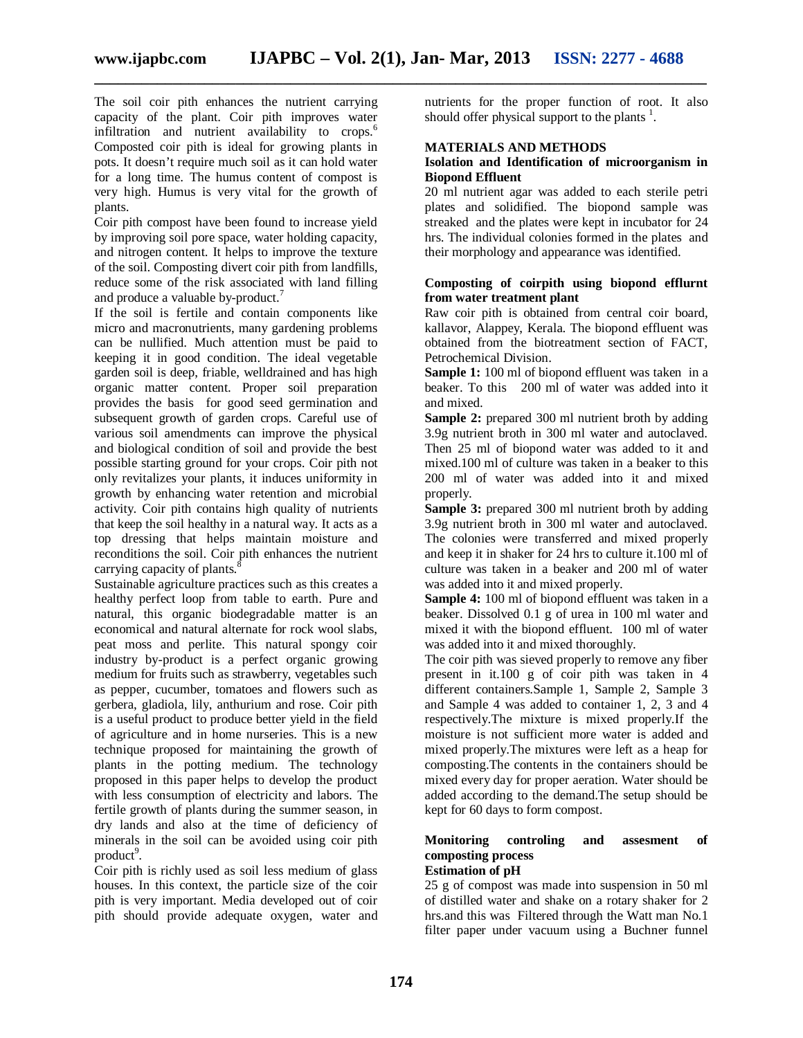The soil coir pith enhances the nutrient carrying capacity of the plant. Coir pith improves water infiltration and nutrient availability to crops.[6] Composted coir pith is ideal for growing plants in pots. It doesn't require much soil as it can hold water for a long time. The humus content of compost is very high. Humus is very vital for the growth of plants.

Coir pith compost have been found to increase yield by improving soil pore space, water holding capacity, and nitrogen content. It helps to improve the texture of the soil. Composting divert coir pith from landfills, reduce some of the risk associated with land filling and produce a valuable by-product.[7]

If the soil is fertile and contain components like micro and macronutrients, many gardening problems can be nullified. Much attention must be paid to keeping it in good condition. The ideal vegetable garden soil is deep, friable, welldrained and has high organic matter content. Proper soil preparation provides the basis for good seed germination and subsequent growth of garden crops. Careful use of various soil amendments can improve the physical and biological condition of soil and provide the best possible starting ground for your crops. Coir pith not only revitalizes your plants, it induces uniformity in growth by enhancing water retention and microbial activity. Coir pith contains high quality of nutrients that keep the soil healthy in a natural way. It acts as a top dressing that helps maintain moisture and reconditions the soil. Coir pith enhances the nutrient carrying capacity of plants.[8]

Sustainable agriculture practices such as this creates a healthy perfect loop from table to earth. Pure and natural, this organic biodegradable matter is an economical and natural alternate for rock wool slabs, peat moss and perlite. This natural spongy coir industry by-product is a perfect organic growing medium for fruits such as strawberry, vegetables such as pepper, cucumber, tomatoes and flowers such as gerbera, gladiola, lily, anthurium and rose. Coir pith is a useful product to produce better yield in the field of agriculture and in home nurseries. This is a new technique proposed for maintaining the growth of plants in the potting medium. The technology proposed in this paper helps to develop the product with less consumption of electricity and labors. The fertile growth of plants during the summer season, in dry lands and also at the time of deficiency of minerals in the soil can be avoided using coir pith product[9].

Coir pith is richly used as soil less medium of glass houses. In this context, the particle size of the coir pith is very important. Media developed out of coir pith should provide adequate oxygen, water and nutrients for the proper function of root. It also should offer physical support to the plants [1].

## MATERIALS AND METHODS

### Isolation and Identification of microorganism in Biopond Effluent

20 ml nutrient agar was added to each sterile petri plates and solidified. The biopond sample was streaked and the plates were kept in incubator for 24 hrs. The individual colonies formed in the plates and their morphology and appearance was identified.

### Composting of coirpith using biopond efflurnt from water treatment plant

Raw coir pith is obtained from central coir board, kallavor, Alappey, Kerala. The biopond effluent was obtained from the biotreatment section of FACT, Petrochemical Division.

**Sample 1:** 100 ml of biopond effluent was taken in a beaker. To this 200 ml of water was added into it and mixed.

**Sample 2:** prepared 300 ml nutrient broth by adding 3.9g nutrient broth in 300 ml water and autoclaved. Then 25 ml of biopond water was added to it and mixed.100 ml of culture was taken in a beaker to this 200 ml of water was added into it and mixed properly.

**Sample 3:** prepared 300 ml nutrient broth by adding 3.9g nutrient broth in 300 ml water and autoclaved. The colonies were transferred and mixed properly and keep it in shaker for 24 hrs to culture it.100 ml of culture was taken in a beaker and 200 ml of water was added into it and mixed properly.

**Sample 4:** 100 ml of biopond effluent was taken in a beaker. Dissolved 0.1 g of urea in 100 ml water and mixed it with the biopond effluent. 100 ml of water was added into it and mixed thoroughly.

The coir pith was sieved properly to remove any fiber present in it.100 g of coir pith was taken in 4 different containers.Sample 1, Sample 2, Sample 3 and Sample 4 was added to container 1, 2, 3 and 4 respectively.The mixture is mixed properly.If the moisture is not sufficient more water is added and mixed properly.The mixtures were left as a heap for composting.The contents in the containers should be mixed every day for proper aeration. Water should be added according to the demand.The setup should be kept for 60 days to form compost.

### Monitoring controling and assesment of composting process

### Estimation of pH

25 g of compost was made into suspension in 50 ml of distilled water and shake on a rotary shaker for 2 hrs.and this was Filtered through the Watt man No.1 filter paper under vacuum using a Buchner funnel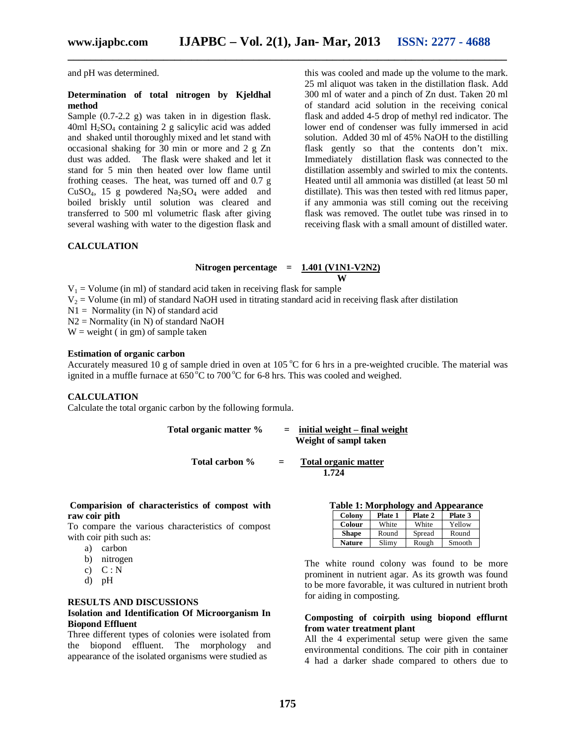and pH was determined.

**Determination of total nitrogen by Kjeldhal method**

Sample (0.7-2.2 g) was taken in in digestion flask. 40ml $H_2SO_4$ containing 2 g salicylic acid was added and shaked until thoroughly mixed and let stand with occasional shaking for 30 min or more and 2 g Zn dust was added. The flask were shaked and let it stand for 5 min then heated over low flame until frothing ceases. The heat, was turned off and 0.7 g $CuSO_4$, 15 g powdered $Na_2SO_4$ were added and boiled briskly until solution was cleared and transferred to 500 ml volumetric flask after giving several washing with water to the digestion flask and this was cooled and made up the volume to the mark. 25 ml aliquot was taken in the distillation flask. Add 300 ml of water and a pinch of Zn dust. Taken 20 ml of standard acid solution in the receiving conical flask and added 4-5 drop of methyl red indicator. The lower end of condenser was fully immersed in acid solution. Added 30 ml of 45% NaOH to the distilling flask gently so that the contents don't mix. Immediately distillation flask was connected to the distillation assembly and swirled to mix the contents. Heated until all ammonia was distilled (at least 50 ml distillate). This was then tested with red litmus paper, if any ammonia was still coming out the receiving flask was removed. The outlet tube was rinsed in to receiving flask with a small amount of distilled water.

**CALCULATION**

$$\text{Nitrogen percentage} = \frac{1.401\,(V1N1 - V2N2)}{W}$$

$V_1$ = Volume (in ml) of standard acid taken in receiving flask for sample
$V_2$ = Volume (in ml) of standard NaOH used in titrating standard acid in receiving flask after distilation
N1 = Normality (in N) of standard acid
N2 = Normality (in N) of standard NaOH
W = weight ( in gm) of sample taken

**Estimation of organic carbon**

Accurately measured 10 g of sample dried in oven at 105 °C for 6 hrs in a pre-weighted crucible. The material was ignited in a muffle furnace at 650 °C to 700 °C for 6-8 hrs. This was cooled and weighed.

**CALCULATION**

Calculate the total organic carbon by the following formula.

$$\text{Total organic matter \%} = \frac{\text{initial weight} - \text{final weight}}{\text{Weight of sampl taken}}$$

$$\text{Total carbon \%} = \frac{\text{Total organic matter}}{1.724}$$

**Comparision of characteristics of compost with raw coir pith**

To compare the various characteristics of compost with coir pith such as:

a) carbon
b) nitrogen
c) C : N
d) pH

## RESULTS AND DISCUSSIONS

**Isolation and Identification Of Microorganism In Biopond Effluent**

Three different types of colonies were isolated from the biopond effluent. The morphology and appearance of the isolated organisms were studied as

**Table 1: Morphology and Appearance**

| Colony | Plate 1 | Plate 2 | Plate 3 |
|---|---|---|---|
| Colour | White | White | Yellow |
| Shape | Round | Spread | Round |
| Nature | Slimy | Rough | Smooth |

The white round colony was found to be more prominent in nutrient agar. As its growth was found to be more favorable, it was cultured in nutrient broth for aiding in composting.

**Composting of coirpith using biopond efflurnt from water treatment plant**

All the 4 experimental setup were given the same environmental conditions. The coir pith in container 4 had a darker shade compared to others due to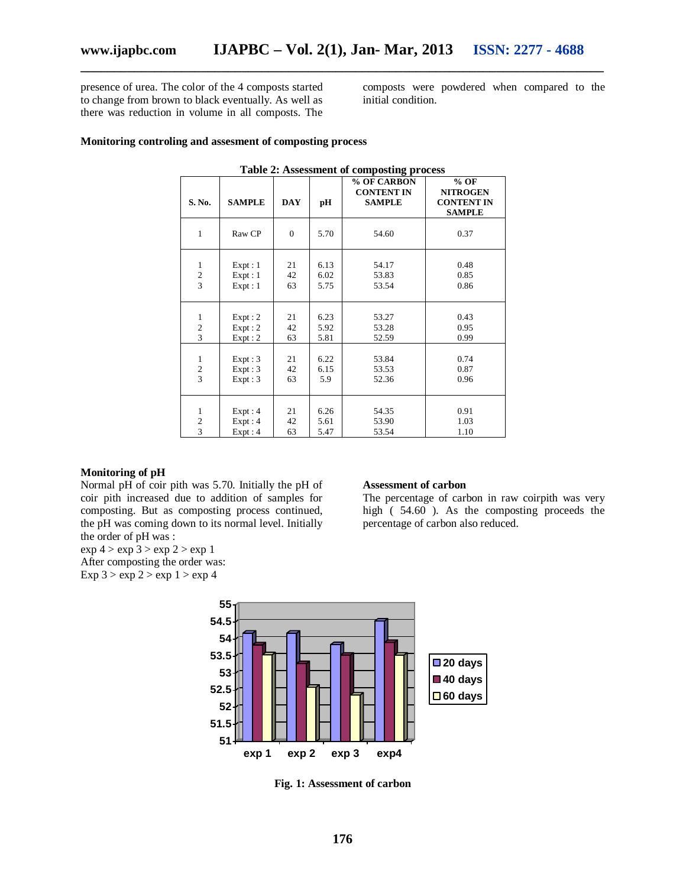presence of urea. The color of the 4 composts started to change from brown to black eventually. As well as there was reduction in volume in all composts. The composts were powdered when compared to the initial condition.

**Monitoring controling and assesment of composting process**

**Table 2: Assessment of composting process**

| S. No. | SAMPLE | DAY | pH | % OF CARBON CONTENT IN SAMPLE | % OF NITROGEN CONTENT IN SAMPLE |
|---|---|---|---|---|---|
| 1 | Raw CP | 0 | 5.70 | 54.60 | 0.37 |
| 1 | Expt : 1 | 21 | 6.13 | 54.17 | 0.48 |
| 2 | Expt : 1 | 42 | 6.02 | 53.83 | 0.85 |
| 3 | Expt : 1 | 63 | 5.75 | 53.54 | 0.86 |
| 1 | Expt : 2 | 21 | 6.23 | 53.27 | 0.43 |
| 2 | Expt : 2 | 42 | 5.92 | 53.28 | 0.95 |
| 3 | Expt : 2 | 63 | 5.81 | 52.59 | 0.99 |
| 1 | Expt : 3 | 21 | 6.22 | 53.84 | 0.74 |
| 2 | Expt : 3 | 42 | 6.15 | 53.53 | 0.87 |
| 3 | Expt : 3 | 63 | 5.9 | 52.36 | 0.96 |
| 1 | Expt : 4 | 21 | 6.26 | 54.35 | 0.91 |
| 2 | Expt : 4 | 42 | 5.61 | 53.90 | 1.03 |
| 3 | Expt : 4 | 63 | 5.47 | 53.54 | 1.10 |

**Monitoring of pH**

Normal pH of coir pith was 5.70. Initially the pH of coir pith increased due to addition of samples for composting. But as composting process continued, the pH was coming down to its normal level. Initially the order of pH was :

exp 4 > exp 3 > exp 2 > exp 1

After composting the order was:

Exp 3 > exp 2 > exp 1 > exp 4

**Assessment of carbon**

The percentage of carbon in raw coirpith was very high ( 54.60 ). As the composting proceeds the percentage of carbon also reduced.

**Fig. 1: Assessment of carbon**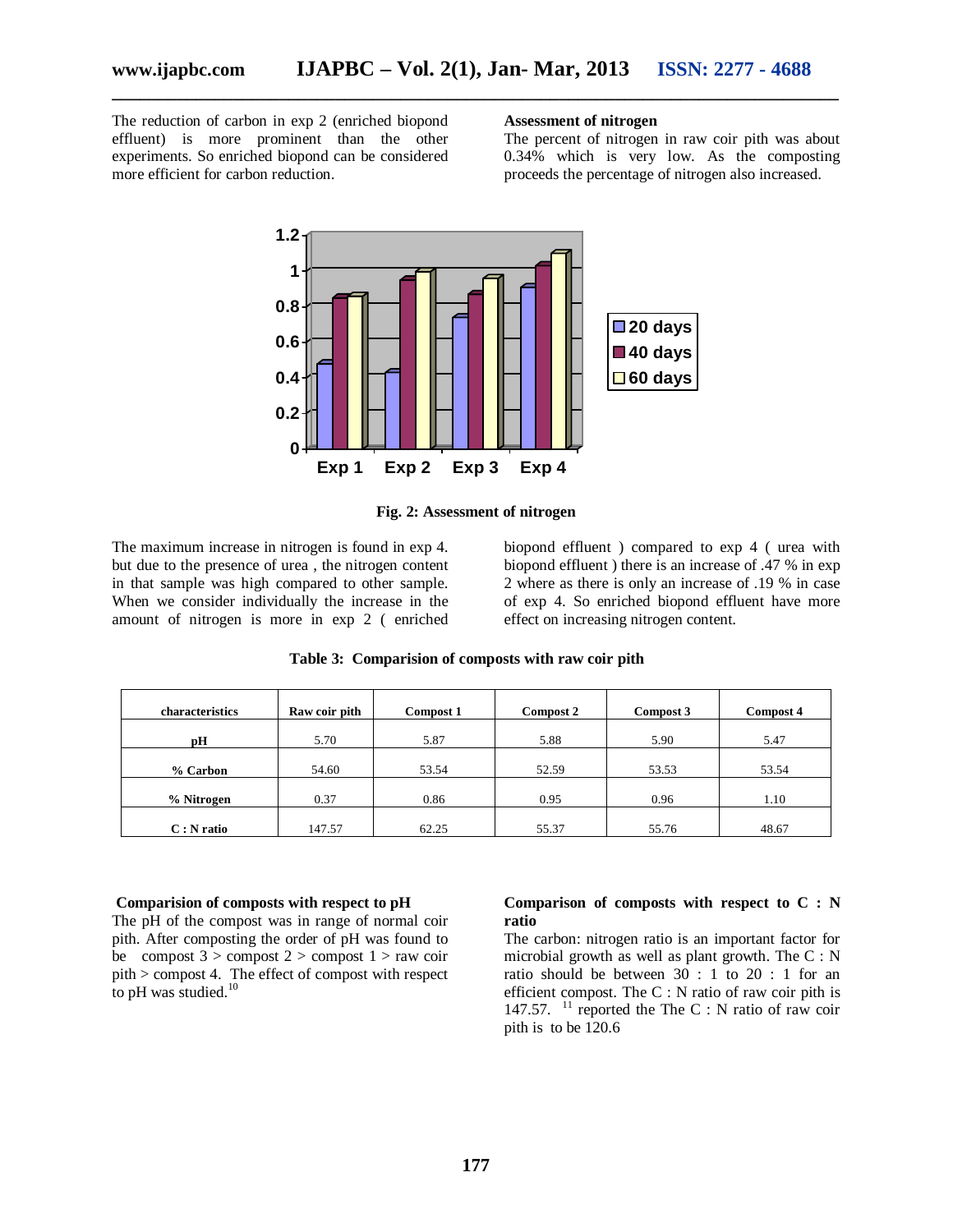The reduction of carbon in exp 2 (enriched biopond effluent) is more prominent than the other experiments. So enriched biopond can be considered more efficient for carbon reduction.

**Assessment of nitrogen**

The percent of nitrogen in raw coir pith was about 0.34% which is very low. As the composting proceeds the percentage of nitrogen also increased.

**Fig. 2: Assessment of nitrogen**

The maximum increase in nitrogen is found in exp 4. but due to the presence of urea , the nitrogen content in that sample was high compared to other sample. When we consider individually the increase in the amount of nitrogen is more in exp 2 ( enriched biopond effluent ) compared to exp 4 ( urea with biopond effluent ) there is an increase of .47 % in exp 2 where as there is only an increase of .19 % in case of exp 4. So enriched biopond effluent have more effect on increasing nitrogen content.

**Table 3: Comparision of composts with raw coir pith**

| characteristics | Raw coir pith | Compost 1 | Compost 2 | Compost 3 | Compost 4 |
|---|---|---|---|---|---|
| **pH** | 5.70 | 5.87 | 5.88 | 5.90 | 5.47 |
| **% Carbon** | 54.60 | 53.54 | 52.59 | 53.53 | 53.54 |
| **% Nitrogen** | 0.37 | 0.86 | 0.95 | 0.96 | 1.10 |
| **C : N ratio** | 147.57 | 62.25 | 55.37 | 55.76 | 48.67 |

**Comparision of composts with respect to pH**

The pH of the compost was in range of normal coir pith. After composting the order of pH was found to be compost 3 > compost 2 > compost 1 > raw coir pith > compost 4. The effect of compost with respect to pH was studied.[10]

**Comparison of composts with respect to C : N ratio**

The carbon: nitrogen ratio is an important factor for microbial growth as well as plant growth. The C : N ratio should be between 30 : 1 to 20 : 1 for an efficient compost. The C : N ratio of raw coir pith is 147.57. [11] reported the The C : N ratio of raw coir pith is to be 120.6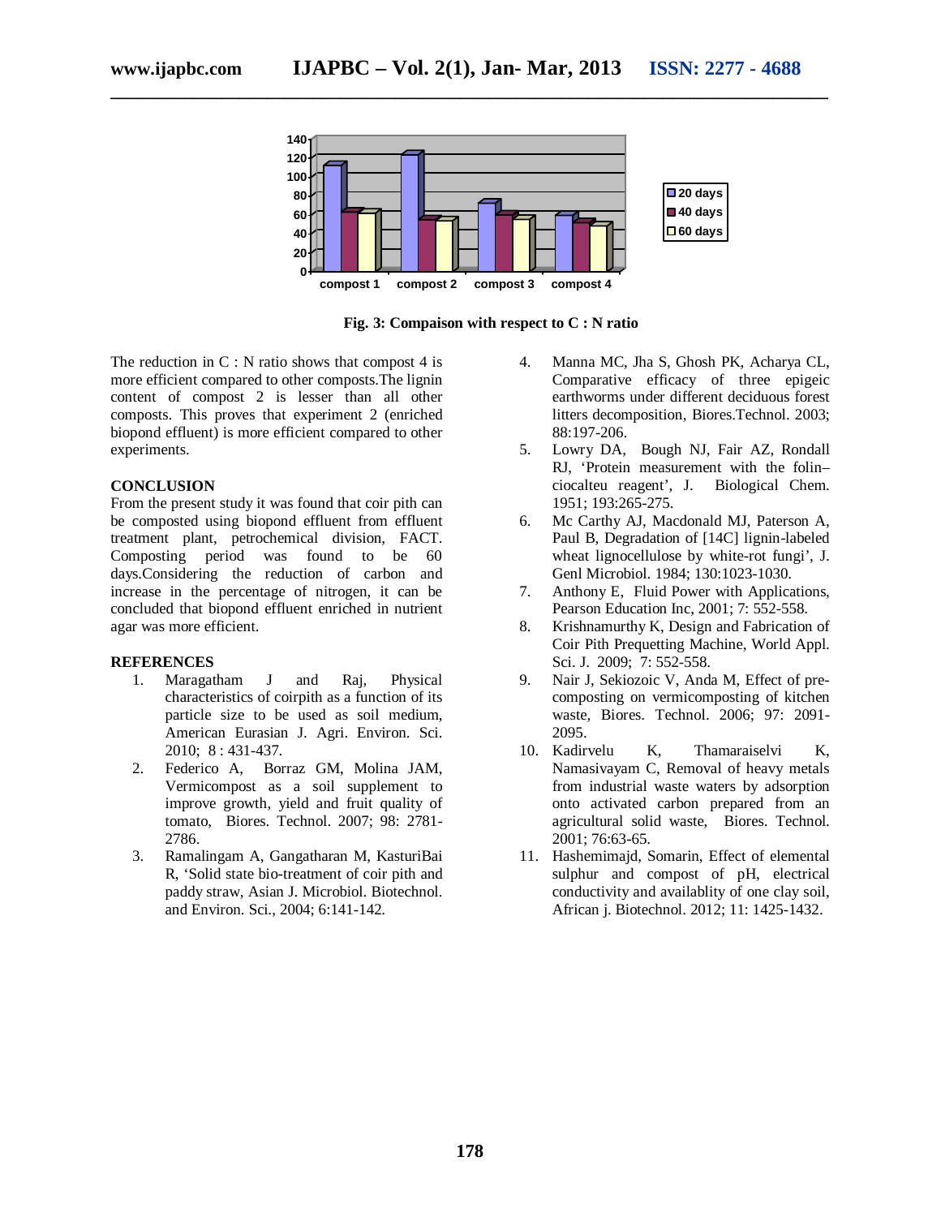140
120
100
80
60
40
20
0

compost 1 compost 2 compost 3 compost 4

20 days
40 days
60 days

**Fig. 3: Compaison with respect to C : N ratio**

The reduction in C : N ratio shows that compost 4 is more efficient compared to other composts.The lignin content of compost 2 is lesser than all other composts. This proves that experiment 2 (enriched biopond effluent) is more efficient compared to other experiments.

## CONCLUSION

From the present study it was found that coir pith can be composted using biopond effluent from effluent treatment plant, petrochemical division, FACT. Composting period was found to be 60 days.Considering the reduction of carbon and increase in the percentage of nitrogen, it can be concluded that biopond effluent enriched in nutrient agar was more efficient.

## REFERENCES

1. Maragatham J and Raj, Physical characteristics of coirpith as a function of its particle size to be used as soil medium, American Eurasian J. Agri. Environ. Sci. 2010; 8 : 431-437.
2. Federico A, Borraz GM, Molina JAM, Vermicompost as a soil supplement to improve growth, yield and fruit quality of tomato, Biores. Technol. 2007; 98: 2781-2786.
3. Ramalingam A, Gangatharan M, KasturiBai R, 'Solid state bio-treatment of coir pith and paddy straw, Asian J. Microbiol. Biotechnol. and Environ. Sci., 2004; 6:141-142.
4. Manna MC, Jha S, Ghosh PK, Acharya CL, Comparative efficacy of three epigeic earthworms under different deciduous forest litters decomposition, Biores.Technol. 2003; 88:197-206.
5. Lowry DA, Bough NJ, Fair AZ, Rondall RJ, 'Protein measurement with the folin–ciocalteu reagent', J. Biological Chem. 1951; 193:265-275.
6. Mc Carthy AJ, Macdonald MJ, Paterson A, Paul B, Degradation of [14C] lignin-labeled wheat lignocellulose by white-rot fungi', J. Genl Microbiol. 1984; 130:1023-1030.
7. Anthony E, Fluid Power with Applications, Pearson Education Inc, 2001; 7: 552-558.
8. Krishnamurthy K, Design and Fabrication of Coir Pith Prequetting Machine, World Appl. Sci. J. 2009; 7: 552-558.
9. Nair J, Sekiozoic V, Anda M, Effect of pre-composting on vermicomposting of kitchen waste, Biores. Technol. 2006; 97: 2091-2095.
10. Kadirvelu K, Thamaraiselvi K, Namasivayam C, Removal of heavy metals from industrial waste waters by adsorption onto activated carbon prepared from an agricultural solid waste, Biores. Technol. 2001; 76:63-65.
11. Hashemimajd, Somarin, Effect of elemental sulphur and compost of pH, electrical conductivity and availablity of one clay soil, African j. Biotechnol. 2012; 11: 1425-1432.